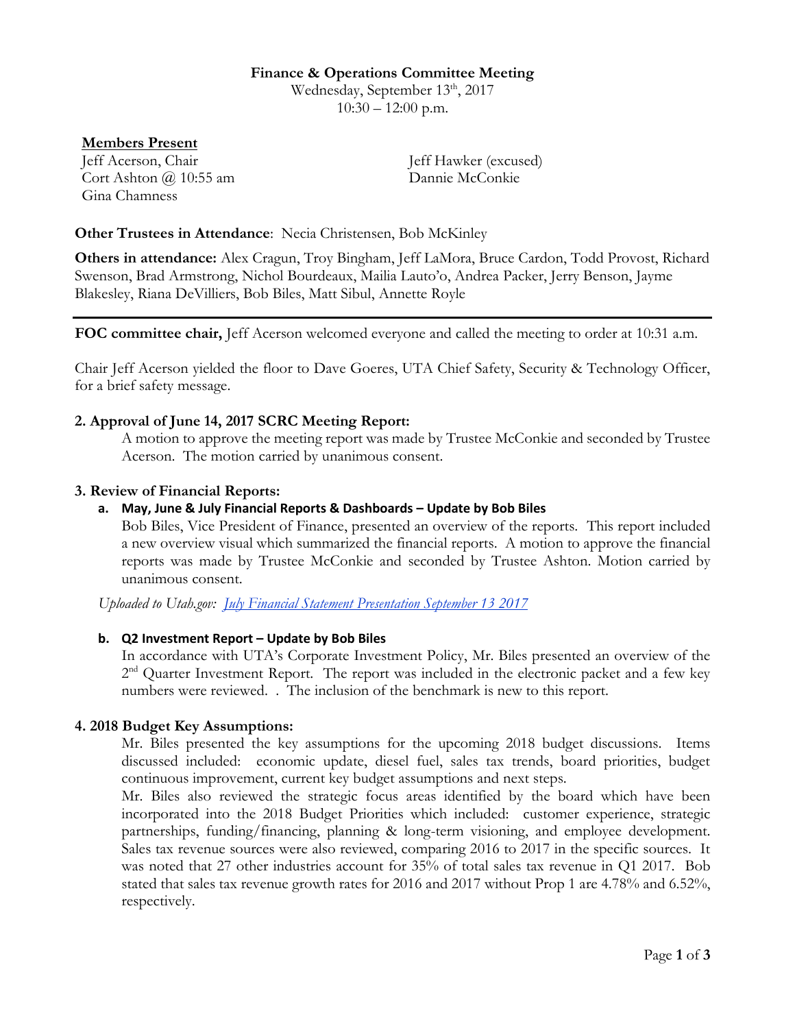**Finance & Operations Committee Meeting**
Wednesday, September 13th, 2017
10:30 – 12:00 p.m.

**Members Present**

Jeff Acerson, Chair
Cort Ashton @ 10:55 am
Gina Chamness
Jeff Hawker (excused)
Dannie McConkie

**Other Trustees in Attendance**: Necia Christensen, Bob McKinley

**Others in attendance:** Alex Cragun, Troy Bingham, Jeff LaMora, Bruce Cardon, Todd Provost, Richard Swenson, Brad Armstrong, Nichol Bourdeaux, Mailia Lauto'o, Andrea Packer, Jerry Benson, Jayme Blakesley, Riana DeVilliers, Bob Biles, Matt Sibul, Annette Royle

---

**FOC committee chair,** Jeff Acerson welcomed everyone and called the meeting to order at 10:31 a.m.

Chair Jeff Acerson yielded the floor to Dave Goeres, UTA Chief Safety, Security & Technology Officer, for a brief safety message.

**2. Approval of June 14, 2017 SCRC Meeting Report:**

A motion to approve the meeting report was made by Trustee McConkie and seconded by Trustee Acerson. The motion carried by unanimous consent.

**3. Review of Financial Reports:**

**a. May, June & July Financial Reports & Dashboards – Update by Bob Biles**

Bob Biles, Vice President of Finance, presented an overview of the reports. This report included a new overview visual which summarized the financial reports. A motion to approve the financial reports was made by Trustee McConkie and seconded by Trustee Ashton. Motion carried by unanimous consent.

*Uploaded to Utah.gov: July Financial Statement Presentation September 13 2017*

**b. Q2 Investment Report – Update by Bob Biles**

In accordance with UTA's Corporate Investment Policy, Mr. Biles presented an overview of the 2nd Quarter Investment Report. The report was included in the electronic packet and a few key numbers were reviewed. . The inclusion of the benchmark is new to this report.

**4. 2018 Budget Key Assumptions:**

Mr. Biles presented the key assumptions for the upcoming 2018 budget discussions. Items discussed included: economic update, diesel fuel, sales tax trends, board priorities, budget continuous improvement, current key budget assumptions and next steps.

Mr. Biles also reviewed the strategic focus areas identified by the board which have been incorporated into the 2018 Budget Priorities which included: customer experience, strategic partnerships, funding/financing, planning & long-term visioning, and employee development. Sales tax revenue sources were also reviewed, comparing 2016 to 2017 in the specific sources. It was noted that 27 other industries account for 35% of total sales tax revenue in Q1 2017. Bob stated that sales tax revenue growth rates for 2016 and 2017 without Prop 1 are 4.78% and 6.52%, respectively.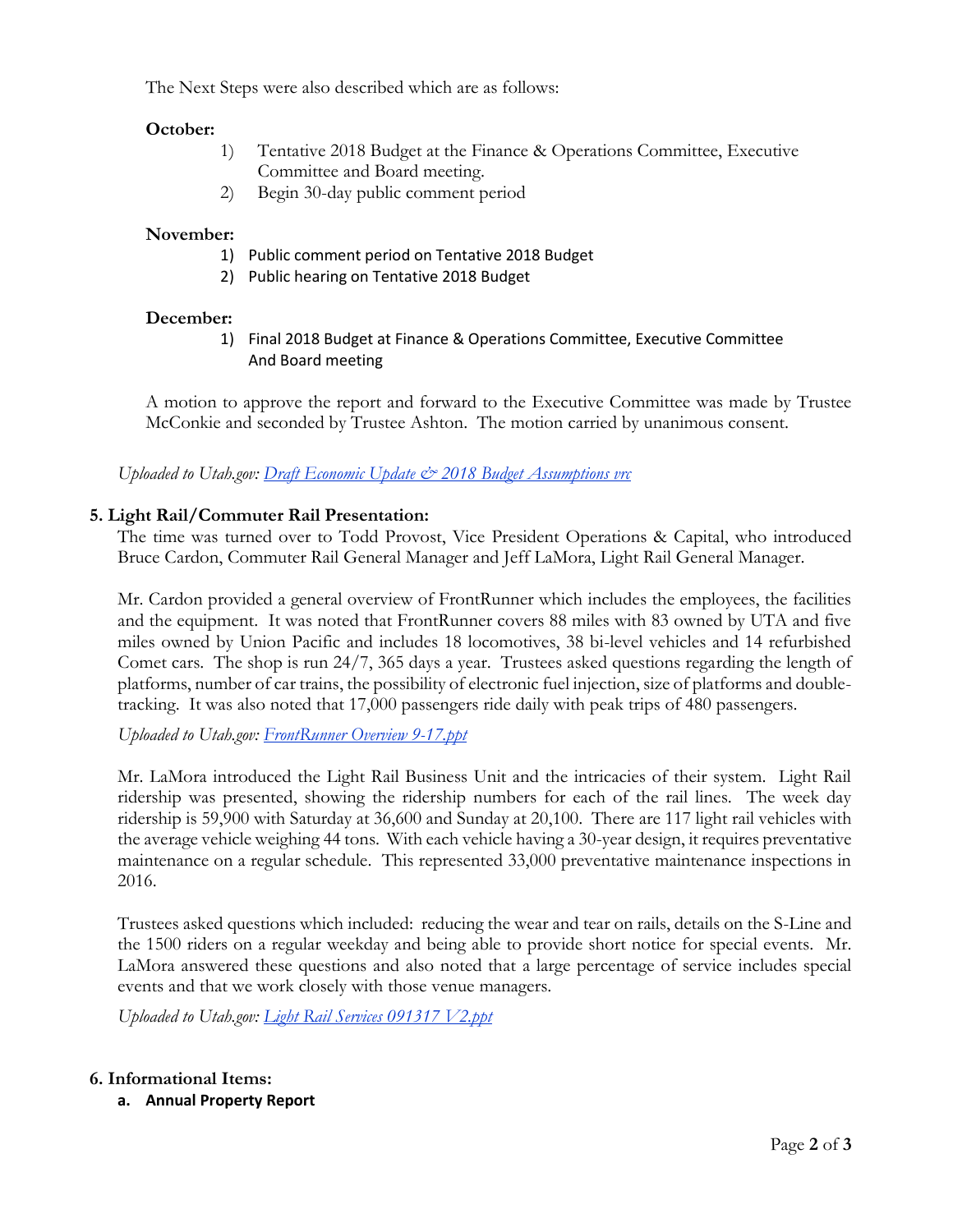The Next Steps were also described which are as follows:

**October:**

1) Tentative 2018 Budget at the Finance & Operations Committee, Executive Committee and Board meeting.
2) Begin 30-day public comment period

**November:**

1) Public comment period on Tentative 2018 Budget
2) Public hearing on Tentative 2018 Budget

**December:**

1) Final 2018 Budget at Finance & Operations Committee, Executive Committee And Board meeting

A motion to approve the report and forward to the Executive Committee was made by Trustee McConkie and seconded by Trustee Ashton. The motion carried by unanimous consent.

*Uploaded to Utah.gov: Draft Economic Update & 2018 Budget Assumptions vrc*

**5. Light Rail/Commuter Rail Presentation:**

The time was turned over to Todd Provost, Vice President Operations & Capital, who introduced Bruce Cardon, Commuter Rail General Manager and Jeff LaMora, Light Rail General Manager.

Mr. Cardon provided a general overview of FrontRunner which includes the employees, the facilities and the equipment. It was noted that FrontRunner covers 88 miles with 83 owned by UTA and five miles owned by Union Pacific and includes 18 locomotives, 38 bi-level vehicles and 14 refurbished Comet cars. The shop is run 24/7, 365 days a year. Trustees asked questions regarding the length of platforms, number of car trains, the possibility of electronic fuel injection, size of platforms and double-tracking. It was also noted that 17,000 passengers ride daily with peak trips of 480 passengers.

*Uploaded to Utah.gov: FrontRunner Overview 9-17.ppt*

Mr. LaMora introduced the Light Rail Business Unit and the intricacies of their system. Light Rail ridership was presented, showing the ridership numbers for each of the rail lines. The week day ridership is 59,900 with Saturday at 36,600 and Sunday at 20,100. There are 117 light rail vehicles with the average vehicle weighing 44 tons. With each vehicle having a 30-year design, it requires preventative maintenance on a regular schedule. This represented 33,000 preventative maintenance inspections in 2016.

Trustees asked questions which included: reducing the wear and tear on rails, details on the S-Line and the 1500 riders on a regular weekday and being able to provide short notice for special events. Mr. LaMora answered these questions and also noted that a large percentage of service includes special events and that we work closely with those venue managers.

*Uploaded to Utah.gov: Light Rail Services 091317 V2.ppt*

**6. Informational Items:**

**a. Annual Property Report**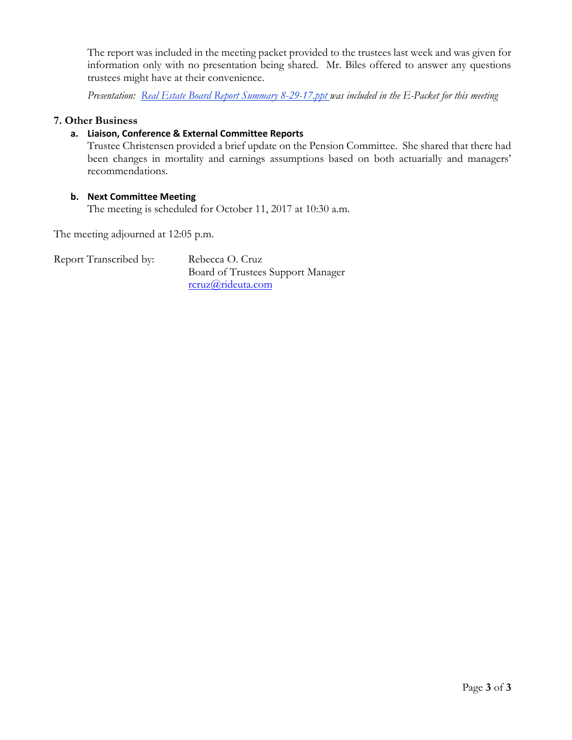The report was included in the meeting packet provided to the trustees last week and was given for information only with no presentation being shared. Mr. Biles offered to answer any questions trustees might have at their convenience.

*Presentation: Real Estate Board Report Summary 8-29-17.ppt was included in the E-Packet for this meeting*

## 7. Other Business

### a. Liaison, Conference & External Committee Reports

Trustee Christensen provided a brief update on the Pension Committee. She shared that there had been changes in mortality and earnings assumptions based on both actuarially and managers' recommendations.

### b. Next Committee Meeting

The meeting is scheduled for October 11, 2017 at 10:30 a.m.

The meeting adjourned at 12:05 p.m.

Report Transcribed by: Rebecca O. Cruz
Board of Trustees Support Manager
rcruz@rideuta.com